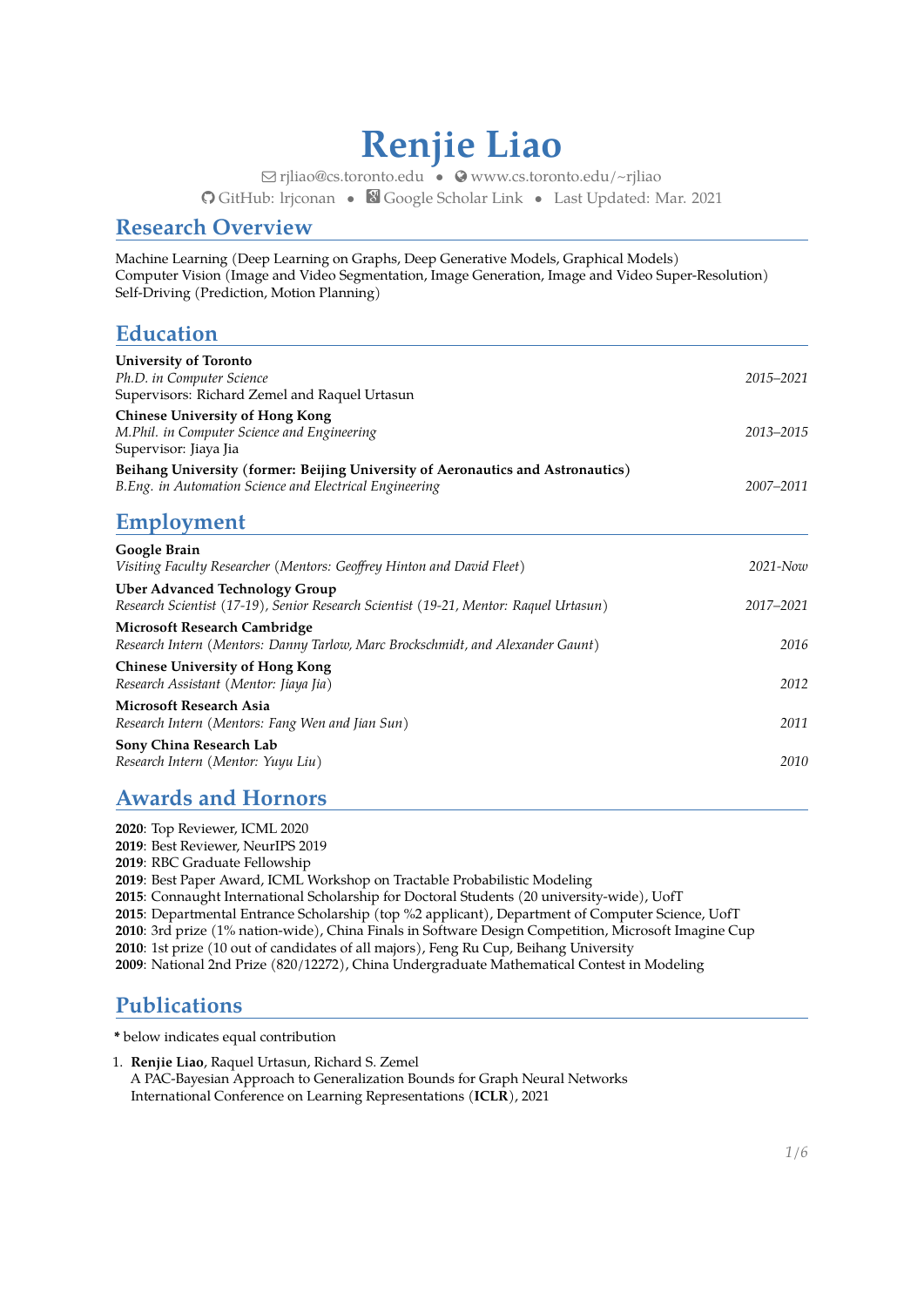# Renjie Liao

rjliao@cs.toronto.edu • www.cs.toronto.edu/~rjliao
GitHub: lrjconan • Google Scholar Link • Last Updated: Mar. 2021

## Research Overview

Machine Learning (Deep Learning on Graphs, Deep Generative Models, Graphical Models)
Computer Vision (Image and Video Segmentation, Image Generation, Image and Video Super-Resolution)
Self-Driving (Prediction, Motion Planning)

## Education

**University of Toronto**
*Ph.D. in Computer Science* — *2015–2021*
Supervisors: Richard Zemel and Raquel Urtasun

**Chinese University of Hong Kong**
*M.Phil. in Computer Science and Engineering* — *2013–2015*
Supervisor: Jiaya Jia

**Beihang University (former: Beijing University of Aeronautics and Astronautics)**
*B.Eng. in Automation Science and Electrical Engineering* — *2007–2011*

## Employment

**Google Brain**
*Visiting Faculty Researcher (Mentors: Geoffrey Hinton and David Fleet)* — *2021-Now*

**Uber Advanced Technology Group**
*Research Scientist (17-19), Senior Research Scientist (19-21, Mentor: Raquel Urtasun)* — *2017–2021*

**Microsoft Research Cambridge**
*Research Intern (Mentors: Danny Tarlow, Marc Brockschmidt, and Alexander Gaunt)* — *2016*

**Chinese University of Hong Kong**
*Research Assistant (Mentor: Jiaya Jia)* — *2012*

**Microsoft Research Asia**
*Research Intern (Mentors: Fang Wen and Jian Sun)* — *2011*

**Sony China Research Lab**
*Research Intern (Mentor: Yuyu Liu)* — *2010*

## Awards and Hornors

**2020**: Top Reviewer, ICML 2020
**2019**: Best Reviewer, NeurIPS 2019
**2019**: RBC Graduate Fellowship
**2019**: Best Paper Award, ICML Workshop on Tractable Probabilistic Modeling
**2015**: Connaught International Scholarship for Doctoral Students (20 university-wide), UofT
**2015**: Departmental Entrance Scholarship (top %2 applicant), Department of Computer Science, UofT
**2010**: 3rd prize (1% nation-wide), China Finals in Software Design Competition, Microsoft Imagine Cup
**2010**: 1st prize (10 out of candidates of all majors), Feng Ru Cup, Beihang University
**2009**: National 2nd Prize (820/12272), China Undergraduate Mathematical Contest in Modeling

## Publications

**\*** below indicates equal contribution

1. **Renjie Liao**, Raquel Urtasun, Richard S. Zemel
   A PAC-Bayesian Approach to Generalization Bounds for Graph Neural Networks
   International Conference on Learning Representations (**ICLR**), 2021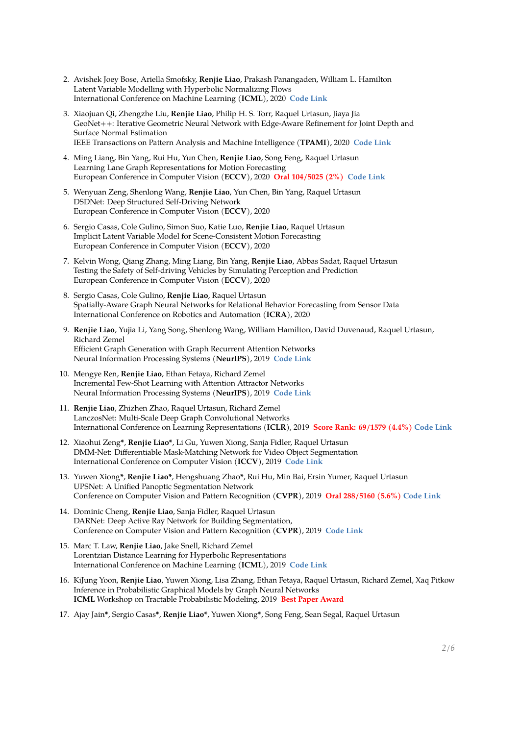2. Avishek Joey Bose, Ariella Smofsky, **Renjie Liao**, Prakash Panangaden, William L. Hamilton
   Latent Variable Modelling with Hyperbolic Normalizing Flows
   International Conference on Machine Learning (**ICML**), 2020 **Code Link**

3. Xiaojuan Qi, Zhengzhe Liu, **Renjie Liao**, Philip H. S. Torr, Raquel Urtasun, Jiaya Jia
   GeoNet++: Iterative Geometric Neural Network with Edge-Aware Refinement for Joint Depth and Surface Normal Estimation
   IEEE Transactions on Pattern Analysis and Machine Intelligence (**TPAMI**), 2020 **Code Link**

4. Ming Liang, Bin Yang, Rui Hu, Yun Chen, **Renjie Liao**, Song Feng, Raquel Urtasun
   Learning Lane Graph Representations for Motion Forecasting
   European Conference in Computer Vision (**ECCV**), 2020 **Oral 104/5025 (2%)** **Code Link**

5. Wenyuan Zeng, Shenlong Wang, **Renjie Liao**, Yun Chen, Bin Yang, Raquel Urtasun
   DSDNet: Deep Structured Self-Driving Network
   European Conference in Computer Vision (**ECCV**), 2020

6. Sergio Casas, Cole Gulino, Simon Suo, Katie Luo, **Renjie Liao**, Raquel Urtasun
   Implicit Latent Variable Model for Scene-Consistent Motion Forecasting
   European Conference in Computer Vision (**ECCV**), 2020

7. Kelvin Wong, Qiang Zhang, Ming Liang, Bin Yang, **Renjie Liao**, Abbas Sadat, Raquel Urtasun
   Testing the Safety of Self-driving Vehicles by Simulating Perception and Prediction
   European Conference in Computer Vision (**ECCV**), 2020

8. Sergio Casas, Cole Gulino, **Renjie Liao**, Raquel Urtasun
   Spatially-Aware Graph Neural Networks for Relational Behavior Forecasting from Sensor Data
   International Conference on Robotics and Automation (**ICRA**), 2020

9. **Renjie Liao**, Yujia Li, Yang Song, Shenlong Wang, William Hamilton, David Duvenaud, Raquel Urtasun, Richard Zemel
   Efficient Graph Generation with Graph Recurrent Attention Networks
   Neural Information Processing Systems (**NeurIPS**), 2019 **Code Link**

10. Mengye Ren, **Renjie Liao**, Ethan Fetaya, Richard Zemel
    Incremental Few-Shot Learning with Attention Attractor Networks
    Neural Information Processing Systems (**NeurIPS**), 2019 **Code Link**

11. **Renjie Liao**, Zhizhen Zhao, Raquel Urtasun, Richard Zemel
    LanczosNet: Multi-Scale Deep Graph Convolutional Networks
    International Conference on Learning Representations (**ICLR**), 2019 **Score Rank: 69/1579 (4.4%)** **Code Link**

12. Xiaohui Zeng**\***, **Renjie Liao\***, Li Gu, Yuwen Xiong, Sanja Fidler, Raquel Urtasun
    DMM-Net: Differentiable Mask-Matching Network for Video Object Segmentation
    International Conference on Computer Vision (**ICCV**), 2019 **Code Link**

13. Yuwen Xiong**\***, **Renjie Liao\***, Hengshuang Zhao**\***, Rui Hu, Min Bai, Ersin Yumer, Raquel Urtasun
    UPSNet: A Unified Panoptic Segmentation Network
    Conference on Computer Vision and Pattern Recognition (**CVPR**), 2019 **Oral 288/5160 (5.6%)** **Code Link**

14. Dominic Cheng, **Renjie Liao**, Sanja Fidler, Raquel Urtasun
    DARNet: Deep Active Ray Network for Building Segmentation,
    Conference on Computer Vision and Pattern Recognition (**CVPR**), 2019 **Code Link**

15. Marc T. Law, **Renjie Liao**, Jake Snell, Richard Zemel
    Lorentzian Distance Learning for Hyperbolic Representations
    International Conference on Machine Learning (**ICML**), 2019 **Code Link**

16. KiJung Yoon, **Renjie Liao**, Yuwen Xiong, Lisa Zhang, Ethan Fetaya, Raquel Urtasun, Richard Zemel, Xaq Pitkow
    Inference in Probabilistic Graphical Models by Graph Neural Networks
    **ICML** Workshop on Tractable Probabilistic Modeling, 2019 **Best Paper Award**

17. Ajay Jain**\***, Sergio Casas**\***, **Renjie Liao\***, Yuwen Xiong**\***, Song Feng, Sean Segal, Raquel Urtasun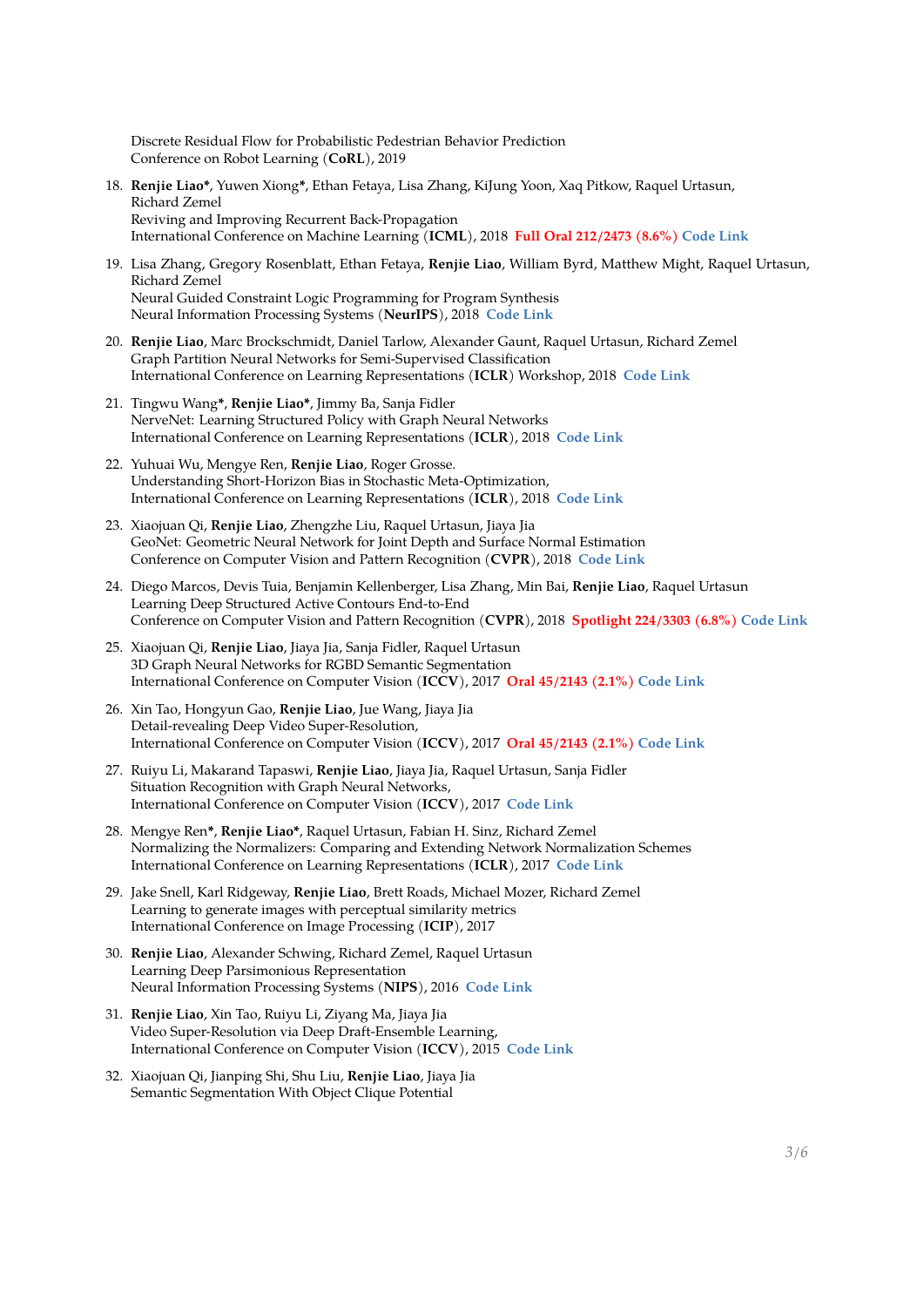Discrete Residual Flow for Probabilistic Pedestrian Behavior Prediction
Conference on Robot Learning (**CoRL**), 2019

18. **Renjie Liao***, Yuwen Xiong*, Ethan Fetaya, Lisa Zhang, KiJung Yoon, Xaq Pitkow, Raquel Urtasun, Richard Zemel
Reviving and Improving Recurrent Back-Propagation
International Conference on Machine Learning (**ICML**), 2018 **Full Oral 212/2473 (8.6%)** **Code Link**

19. Lisa Zhang, Gregory Rosenblatt, Ethan Fetaya, **Renjie Liao**, William Byrd, Matthew Might, Raquel Urtasun, Richard Zemel
Neural Guided Constraint Logic Programming for Program Synthesis
Neural Information Processing Systems (**NeurIPS**), 2018 **Code Link**

20. **Renjie Liao**, Marc Brockschmidt, Daniel Tarlow, Alexander Gaunt, Raquel Urtasun, Richard Zemel
Graph Partition Neural Networks for Semi-Supervised Classification
International Conference on Learning Representations (**ICLR**) Workshop, 2018 **Code Link**

21. Tingwu Wang*, **Renjie Liao***, Jimmy Ba, Sanja Fidler
NerveNet: Learning Structured Policy with Graph Neural Networks
International Conference on Learning Representations (**ICLR**), 2018 **Code Link**

22. Yuhuai Wu, Mengye Ren, **Renjie Liao**, Roger Grosse.
Understanding Short-Horizon Bias in Stochastic Meta-Optimization,
International Conference on Learning Representations (**ICLR**), 2018 **Code Link**

23. Xiaojuan Qi, **Renjie Liao**, Zhengzhe Liu, Raquel Urtasun, Jiaya Jia
GeoNet: Geometric Neural Network for Joint Depth and Surface Normal Estimation
Conference on Computer Vision and Pattern Recognition (**CVPR**), 2018 **Code Link**

24. Diego Marcos, Devis Tuia, Benjamin Kellenberger, Lisa Zhang, Min Bai, **Renjie Liao**, Raquel Urtasun
Learning Deep Structured Active Contours End-to-End
Conference on Computer Vision and Pattern Recognition (**CVPR**), 2018 **Spotlight 224/3303 (6.8%)** **Code Link**

25. Xiaojuan Qi, **Renjie Liao**, Jiaya Jia, Sanja Fidler, Raquel Urtasun
3D Graph Neural Networks for RGBD Semantic Segmentation
International Conference on Computer Vision (**ICCV**), 2017 **Oral 45/2143 (2.1%)** **Code Link**

26. Xin Tao, Hongyun Gao, **Renjie Liao**, Jue Wang, Jiaya Jia
Detail-revealing Deep Video Super-Resolution,
International Conference on Computer Vision (**ICCV**), 2017 **Oral 45/2143 (2.1%)** **Code Link**

27. Ruiyu Li, Makarand Tapaswi, **Renjie Liao**, Jiaya Jia, Raquel Urtasun, Sanja Fidler
Situation Recognition with Graph Neural Networks,
International Conference on Computer Vision (**ICCV**), 2017 **Code Link**

28. Mengye Ren*, **Renjie Liao***, Raquel Urtasun, Fabian H. Sinz, Richard Zemel
Normalizing the Normalizers: Comparing and Extending Network Normalization Schemes
International Conference on Learning Representations (**ICLR**), 2017 **Code Link**

29. Jake Snell, Karl Ridgeway, **Renjie Liao**, Brett Roads, Michael Mozer, Richard Zemel
Learning to generate images with perceptual similarity metrics
International Conference on Image Processing (**ICIP**), 2017

30. **Renjie Liao**, Alexander Schwing, Richard Zemel, Raquel Urtasun
Learning Deep Parsimonious Representation
Neural Information Processing Systems (**NIPS**), 2016 **Code Link**

31. **Renjie Liao**, Xin Tao, Ruiyu Li, Ziyang Ma, Jiaya Jia
Video Super-Resolution via Deep Draft-Ensemble Learning,
International Conference on Computer Vision (**ICCV**), 2015 **Code Link**

32. Xiaojuan Qi, Jianping Shi, Shu Liu, **Renjie Liao**, Jiaya Jia
Semantic Segmentation With Object Clique Potential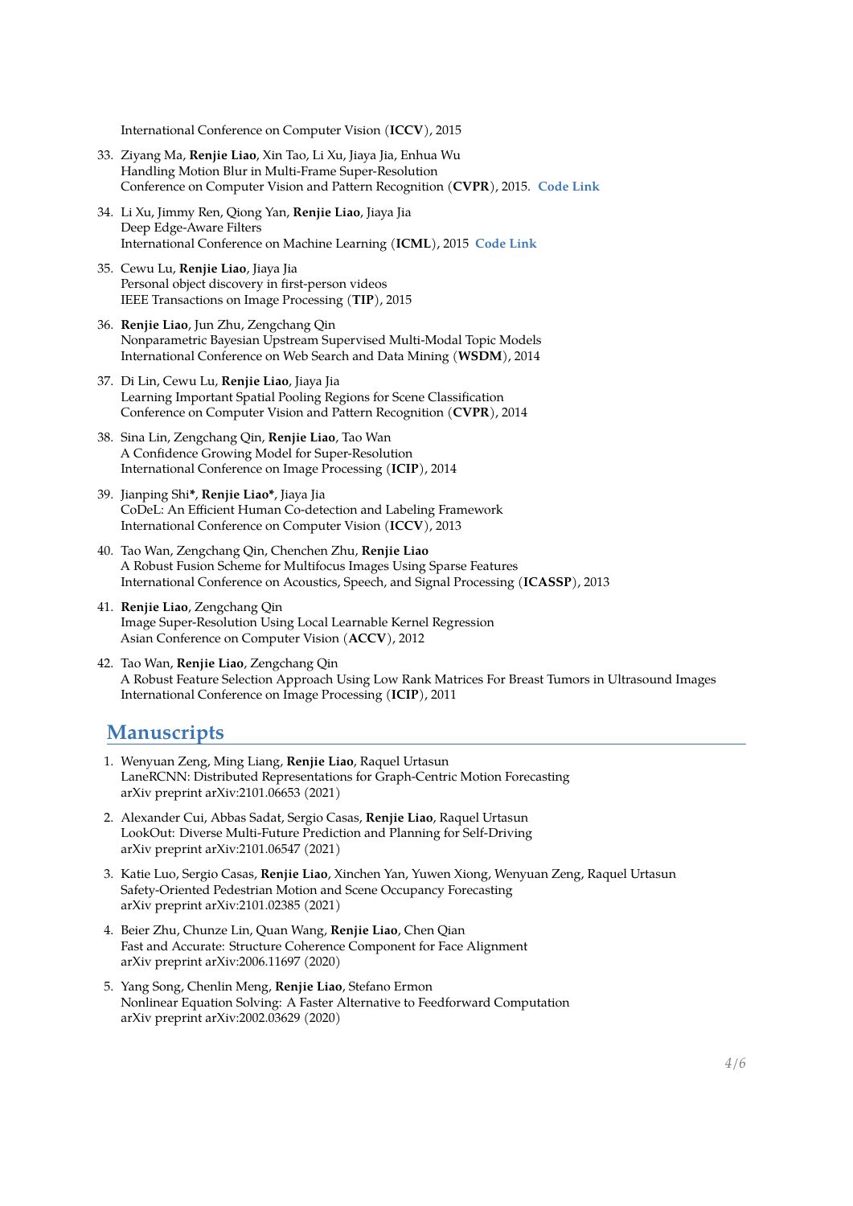International Conference on Computer Vision (**ICCV**), 2015

33. Ziyang Ma, **Renjie Liao**, Xin Tao, Li Xu, Jiaya Jia, Enhua Wu
Handling Motion Blur in Multi-Frame Super-Resolution
Conference on Computer Vision and Pattern Recognition (**CVPR**), 2015. **Code Link**

34. Li Xu, Jimmy Ren, Qiong Yan, **Renjie Liao**, Jiaya Jia
Deep Edge-Aware Filters
International Conference on Machine Learning (**ICML**), 2015 **Code Link**

35. Cewu Lu, **Renjie Liao**, Jiaya Jia
Personal object discovery in first-person videos
IEEE Transactions on Image Processing (**TIP**), 2015

36. **Renjie Liao**, Jun Zhu, Zengchang Qin
Nonparametric Bayesian Upstream Supervised Multi-Modal Topic Models
International Conference on Web Search and Data Mining (**WSDM**), 2014

37. Di Lin, Cewu Lu, **Renjie Liao**, Jiaya Jia
Learning Important Spatial Pooling Regions for Scene Classification
Conference on Computer Vision and Pattern Recognition (**CVPR**), 2014

38. Sina Lin, Zengchang Qin, **Renjie Liao**, Tao Wan
A Confidence Growing Model for Super-Resolution
International Conference on Image Processing (**ICIP**), 2014

39. Jianping Shi*, **Renjie Liao***, Jiaya Jia
CoDeL: An Efficient Human Co-detection and Labeling Framework
International Conference on Computer Vision (**ICCV**), 2013

40. Tao Wan, Zengchang Qin, Chenchen Zhu, **Renjie Liao**
A Robust Fusion Scheme for Multifocus Images Using Sparse Features
International Conference on Acoustics, Speech, and Signal Processing (**ICASSP**), 2013

41. **Renjie Liao**, Zengchang Qin
Image Super-Resolution Using Local Learnable Kernel Regression
Asian Conference on Computer Vision (**ACCV**), 2012

42. Tao Wan, **Renjie Liao**, Zengchang Qin
A Robust Feature Selection Approach Using Low Rank Matrices For Breast Tumors in Ultrasound Images
International Conference on Image Processing (**ICIP**), 2011

## Manuscripts

1. Wenyuan Zeng, Ming Liang, **Renjie Liao**, Raquel Urtasun
LaneRCNN: Distributed Representations for Graph-Centric Motion Forecasting
arXiv preprint arXiv:2101.06653 (2021)

2. Alexander Cui, Abbas Sadat, Sergio Casas, **Renjie Liao**, Raquel Urtasun
LookOut: Diverse Multi-Future Prediction and Planning for Self-Driving
arXiv preprint arXiv:2101.06547 (2021)

3. Katie Luo, Sergio Casas, **Renjie Liao**, Xinchen Yan, Yuwen Xiong, Wenyuan Zeng, Raquel Urtasun
Safety-Oriented Pedestrian Motion and Scene Occupancy Forecasting
arXiv preprint arXiv:2101.02385 (2021)

4. Beier Zhu, Chunze Lin, Quan Wang, **Renjie Liao**, Chen Qian
Fast and Accurate: Structure Coherence Component for Face Alignment
arXiv preprint arXiv:2006.11697 (2020)

5. Yang Song, Chenlin Meng, **Renjie Liao**, Stefano Ermon
Nonlinear Equation Solving: A Faster Alternative to Feedforward Computation
arXiv preprint arXiv:2002.03629 (2020)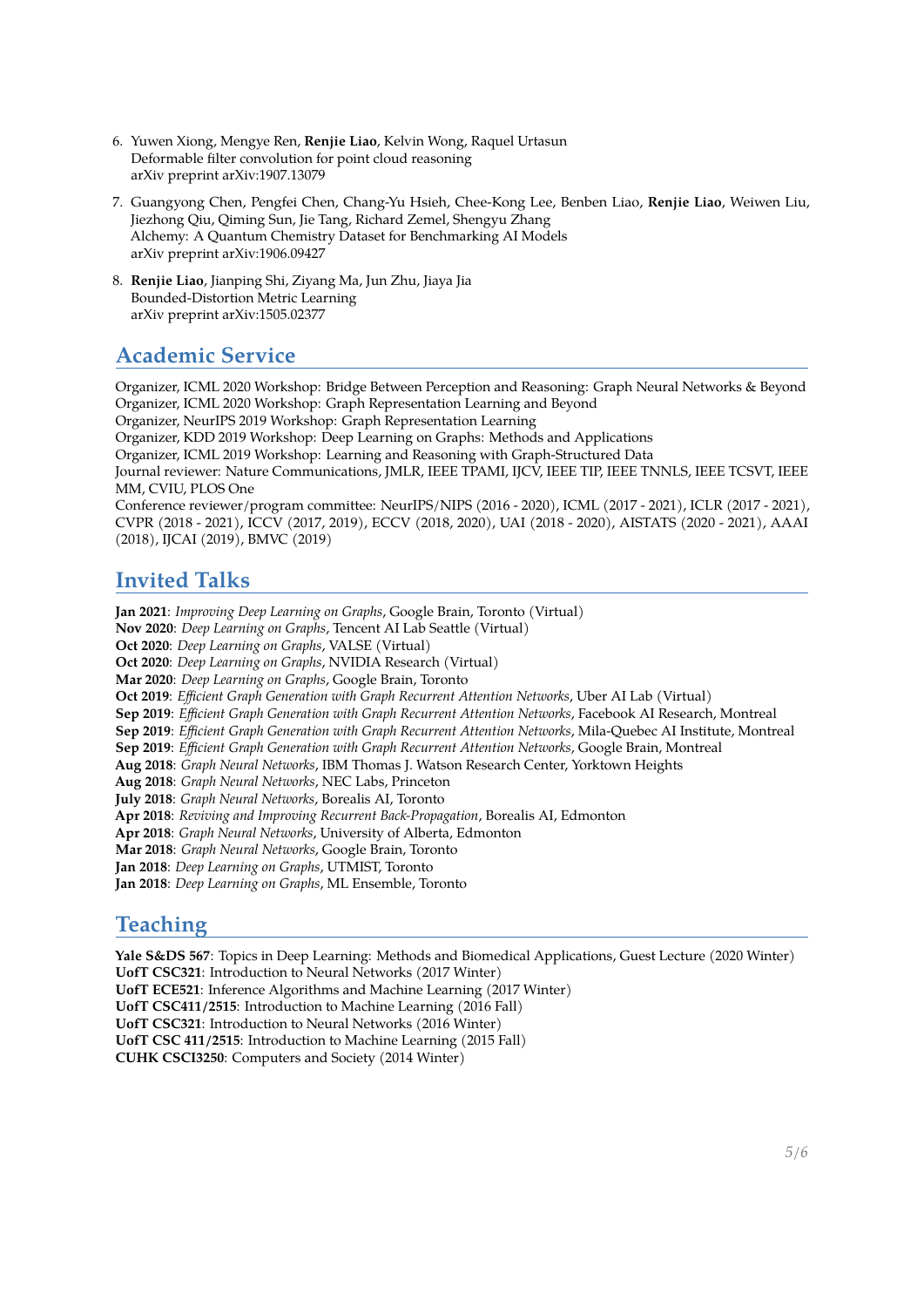6. Yuwen Xiong, Mengye Ren, **Renjie Liao**, Kelvin Wong, Raquel Urtasun
   Deformable filter convolution for point cloud reasoning
   arXiv preprint arXiv:1907.13079

7. Guangyong Chen, Pengfei Chen, Chang-Yu Hsieh, Chee-Kong Lee, Benben Liao, **Renjie Liao**, Weiwen Liu, Jiezhong Qiu, Qiming Sun, Jie Tang, Richard Zemel, Shengyu Zhang
   Alchemy: A Quantum Chemistry Dataset for Benchmarking AI Models
   arXiv preprint arXiv:1906.09427

8. **Renjie Liao**, Jianping Shi, Ziyang Ma, Jun Zhu, Jiaya Jia
   Bounded-Distortion Metric Learning
   arXiv preprint arXiv:1505.02377

## Academic Service

Organizer, ICML 2020 Workshop: Bridge Between Perception and Reasoning: Graph Neural Networks & Beyond
Organizer, ICML 2020 Workshop: Graph Representation Learning and Beyond
Organizer, NeurIPS 2019 Workshop: Graph Representation Learning
Organizer, KDD 2019 Workshop: Deep Learning on Graphs: Methods and Applications
Organizer, ICML 2019 Workshop: Learning and Reasoning with Graph-Structured Data
Journal reviewer: Nature Communications, JMLR, IEEE TPAMI, IJCV, IEEE TIP, IEEE TNNLS, IEEE TCSVT, IEEE MM, CVIU, PLOS One
Conference reviewer/program committee: NeurIPS/NIPS (2016 - 2020), ICML (2017 - 2021), ICLR (2017 - 2021), CVPR (2018 - 2021), ICCV (2017, 2019), ECCV (2018, 2020), UAI (2018 - 2020), AISTATS (2020 - 2021), AAAI (2018), IJCAI (2019), BMVC (2019)

## Invited Talks

**Jan 2021**: *Improving Deep Learning on Graphs*, Google Brain, Toronto (Virtual)
**Nov 2020**: *Deep Learning on Graphs*, Tencent AI Lab Seattle (Virtual)
**Oct 2020**: *Deep Learning on Graphs*, VALSE (Virtual)
**Oct 2020**: *Deep Learning on Graphs*, NVIDIA Research (Virtual)
**Mar 2020**: *Deep Learning on Graphs*, Google Brain, Toronto
**Oct 2019**: *Efficient Graph Generation with Graph Recurrent Attention Networks*, Uber AI Lab (Virtual)
**Sep 2019**: *Efficient Graph Generation with Graph Recurrent Attention Networks*, Facebook AI Research, Montreal
**Sep 2019**: *Efficient Graph Generation with Graph Recurrent Attention Networks*, Mila-Quebec AI Institute, Montreal
**Sep 2019**: *Efficient Graph Generation with Graph Recurrent Attention Networks*, Google Brain, Montreal
**Aug 2018**: *Graph Neural Networks*, IBM Thomas J. Watson Research Center, Yorktown Heights
**Aug 2018**: *Graph Neural Networks*, NEC Labs, Princeton
**July 2018**: *Graph Neural Networks*, Borealis AI, Toronto
**Apr 2018**: *Reviving and Improving Recurrent Back-Propagation*, Borealis AI, Edmonton
**Apr 2018**: *Graph Neural Networks*, University of Alberta, Edmonton
**Mar 2018**: *Graph Neural Networks*, Google Brain, Toronto
**Jan 2018**: *Deep Learning on Graphs*, UTMIST, Toronto
**Jan 2018**: *Deep Learning on Graphs*, ML Ensemble, Toronto

## Teaching

**Yale S&DS 567**: Topics in Deep Learning: Methods and Biomedical Applications, Guest Lecture (2020 Winter)
**UofT CSC321**: Introduction to Neural Networks (2017 Winter)
**UofT ECE521**: Inference Algorithms and Machine Learning (2017 Winter)
**UofT CSC411/2515**: Introduction to Machine Learning (2016 Fall)
**UofT CSC321**: Introduction to Neural Networks (2016 Winter)
**UofT CSC 411/2515**: Introduction to Machine Learning (2015 Fall)
**CUHK CSCI3250**: Computers and Society (2014 Winter)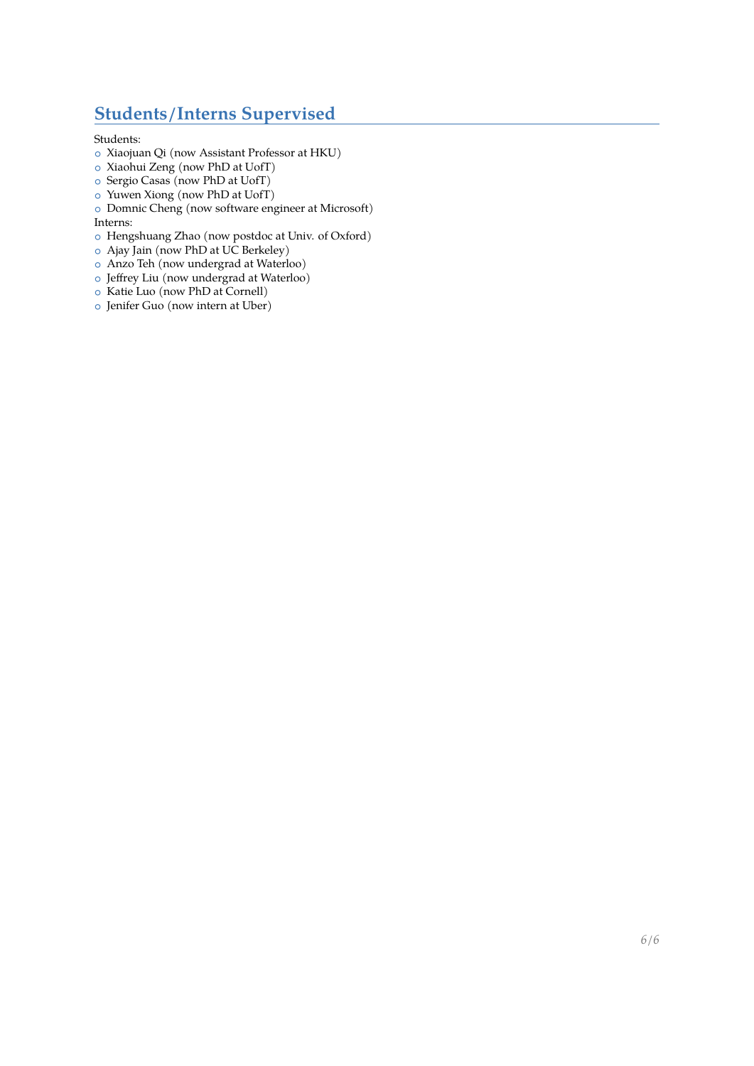## Students/Interns Supervised

Students:

- Xiaojuan Qi (now Assistant Professor at HKU)
- Xiaohui Zeng (now PhD at UofT)
- Sergio Casas (now PhD at UofT)
- Yuwen Xiong (now PhD at UofT)
- Domnic Cheng (now software engineer at Microsoft)

Interns:

- Hengshuang Zhao (now postdoc at Univ. of Oxford)
- Ajay Jain (now PhD at UC Berkeley)
- Anzo Teh (now undergrad at Waterloo)
- Jeffrey Liu (now undergrad at Waterloo)
- Katie Luo (now PhD at Cornell)
- Jenifer Guo (now intern at Uber)